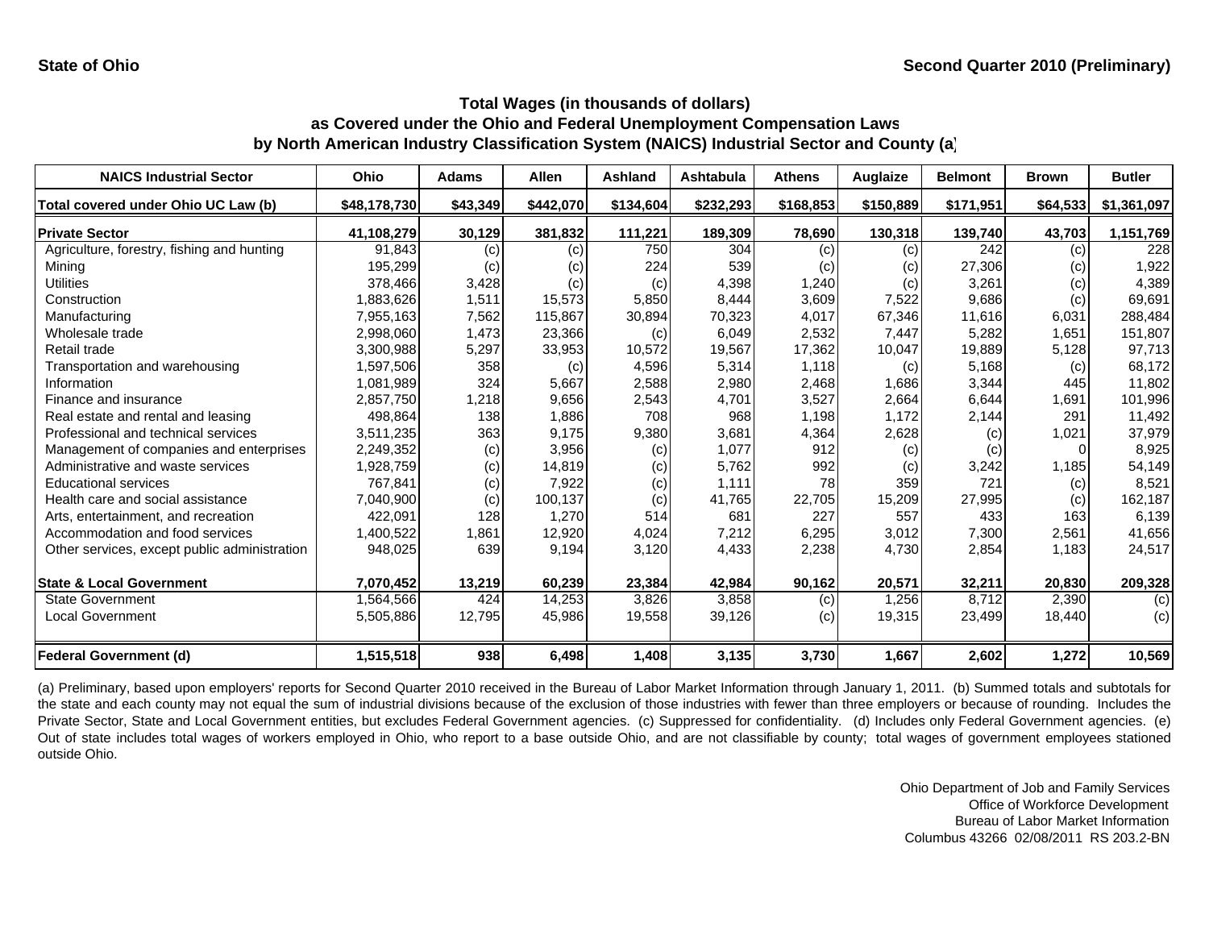State of Ohio

Second Quarter 2010 (Preliminary)

## Total Wages (in thousands of dollars) as Covered under the Ohio and Federal Unemployment Compensation Laws by North American Industry Classification System (NAICS) Industrial Sector and County (a)

| NAICS Industrial Sector | Ohio | Adams | Allen | Ashland | Ashtabula | Athens | Auglaize | Belmont | Brown | Butler |
|---|---|---|---|---|---|---|---|---|---|---|
| Total covered under Ohio UC Law (b) | $48,178,730 | $43,349 | $442,070 | $134,604 | $232,293 | $168,853 | $150,889 | $171,951 | $64,533 | $1,361,097 |
| **Private Sector** | **41,108,279** | **30,129** | **381,832** | **111,221** | **189,309** | **78,690** | **130,318** | **139,740** | **43,703** | **1,151,769** |
| Agriculture, forestry, fishing and hunting | 91,843 | (c) | (c) | 750 | 304 | (c) | (c) | 242 | (c) | 228 |
| Mining | 195,299 | (c) | (c) | 224 | 539 | (c) | (c) | 27,306 | (c) | 1,922 |
| Utilities | 378,466 | 3,428 | (c) | (c) | 4,398 | 1,240 | (c) | 3,261 | (c) | 4,389 |
| Construction | 1,883,626 | 1,511 | 15,573 | 5,850 | 8,444 | 3,609 | 7,522 | 9,686 | (c) | 69,691 |
| Manufacturing | 7,955,163 | 7,562 | 115,867 | 30,894 | 70,323 | 4,017 | 67,346 | 11,616 | 6,031 | 288,484 |
| Wholesale trade | 2,998,060 | 1,473 | 23,366 | (c) | 6,049 | 2,532 | 7,447 | 5,282 | 1,651 | 151,807 |
| Retail trade | 3,300,988 | 5,297 | 33,953 | 10,572 | 19,567 | 17,362 | 10,047 | 19,889 | 5,128 | 97,713 |
| Transportation and warehousing | 1,597,506 | 358 | (c) | 4,596 | 5,314 | 1,118 | (c) | 5,168 | (c) | 68,172 |
| Information | 1,081,989 | 324 | 5,667 | 2,588 | 2,980 | 2,468 | 1,686 | 3,344 | 445 | 11,802 |
| Finance and insurance | 2,857,750 | 1,218 | 9,656 | 2,543 | 4,701 | 3,527 | 2,664 | 6,644 | 1,691 | 101,996 |
| Real estate and rental and leasing | 498,864 | 138 | 1,886 | 708 | 968 | 1,198 | 1,172 | 2,144 | 291 | 11,492 |
| Professional and technical services | 3,511,235 | 363 | 9,175 | 9,380 | 3,681 | 4,364 | 2,628 | (c) | 1,021 | 37,979 |
| Management of companies and enterprises | 2,249,352 | (c) | 3,956 | (c) | 1,077 | 912 | (c) | (c) | 0 | 8,925 |
| Administrative and waste services | 1,928,759 | (c) | 14,819 | (c) | 5,762 | 992 | (c) | 3,242 | 1,185 | 54,149 |
| Educational services | 767,841 | (c) | 7,922 | (c) | 1,111 | 78 | 359 | 721 | (c) | 8,521 |
| Health care and social assistance | 7,040,900 | (c) | 100,137 | (c) | 41,765 | 22,705 | 15,209 | 27,995 | (c) | 162,187 |
| Arts, entertainment, and recreation | 422,091 | 128 | 1,270 | 514 | 681 | 227 | 557 | 433 | 163 | 6,139 |
| Accommodation and food services | 1,400,522 | 1,861 | 12,920 | 4,024 | 7,212 | 6,295 | 3,012 | 7,300 | 2,561 | 41,656 |
| Other services, except public administration | 948,025 | 639 | 9,194 | 3,120 | 4,433 | 2,238 | 4,730 | 2,854 | 1,183 | 24,517 |
| **State & Local Government** | **7,070,452** | **13,219** | **60,239** | **23,384** | **42,984** | **90,162** | **20,571** | **32,211** | **20,830** | **209,328** |
| State Government | 1,564,566 | 424 | 14,253 | 3,826 | 3,858 | (c) | 1,256 | 8,712 | 2,390 | (c) |
| Local Government | 5,505,886 | 12,795 | 45,986 | 19,558 | 39,126 | (c) | 19,315 | 23,499 | 18,440 | (c) |
| **Federal Government (d)** | **1,515,518** | **938** | **6,498** | **1,408** | **3,135** | **3,730** | **1,667** | **2,602** | **1,272** | **10,569** |

(a) Preliminary, based upon employers' reports for Second Quarter 2010 received in the Bureau of Labor Market Information through January 1, 2011. (b) Summed totals and subtotals for the state and each county may not equal the sum of industrial divisions because of the exclusion of those industries with fewer than three employers or because of rounding. Includes the Private Sector, State and Local Government entities, but excludes Federal Government agencies. (c) Suppressed for confidentiality. (d) Includes only Federal Government agencies. (e) Out of state includes total wages of workers employed in Ohio, who report to a base outside Ohio, and are not classifiable by county; total wages of government employees stationed outside Ohio.

Ohio Department of Job and Family Services
Office of Workforce Development
Bureau of Labor Market Information
Columbus 43266 02/08/2011 RS 203.2-BN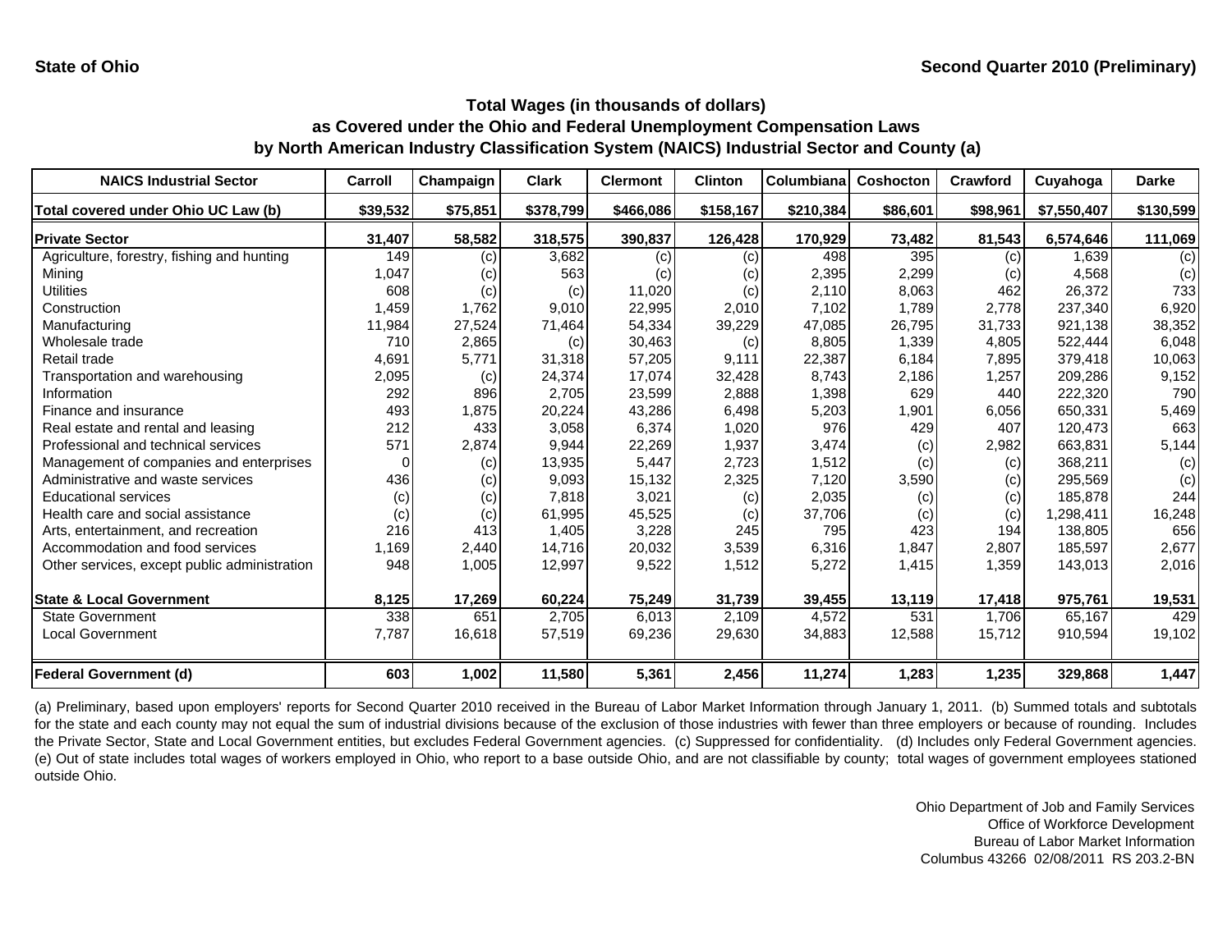**State of Ohio** **Second Quarter 2010 (Preliminary)**

## Total Wages (in thousands of dollars)
## as Covered under the Ohio and Federal Unemployment Compensation Laws
## by North American Industry Classification System (NAICS) Industrial Sector and County (a)

| NAICS Industrial Sector | Carroll | Champaign | Clark | Clermont | Clinton | Columbiana | Coshocton | Crawford | Cuyahoga | Darke |
|---|---|---|---|---|---|---|---|---|---|---|
| Total covered under Ohio UC Law (b) | $39,532 | $75,851 | $378,799 | $466,086 | $158,167 | $210,384 | $86,601 | $98,961 | $7,550,407 | $130,599 |
| **Private Sector** | **31,407** | **58,582** | **318,575** | **390,837** | **126,428** | **170,929** | **73,482** | **81,543** | **6,574,646** | **111,069** |
| Agriculture, forestry, fishing and hunting | 149 | (c) | 3,682 | (c) | (c) | 498 | 395 | (c) | 1,639 | (c) |
| Mining | 1,047 | (c) | 563 | (c) | (c) | 2,395 | 2,299 | (c) | 4,568 | (c) |
| Utilities | 608 | (c) | (c) | 11,020 | (c) | 2,110 | 8,063 | 462 | 26,372 | 733 |
| Construction | 1,459 | 1,762 | 9,010 | 22,995 | 2,010 | 7,102 | 1,789 | 2,778 | 237,340 | 6,920 |
| Manufacturing | 11,984 | 27,524 | 71,464 | 54,334 | 39,229 | 47,085 | 26,795 | 31,733 | 921,138 | 38,352 |
| Wholesale trade | 710 | 2,865 | (c) | 30,463 | (c) | 8,805 | 1,339 | 4,805 | 522,444 | 6,048 |
| Retail trade | 4,691 | 5,771 | 31,318 | 57,205 | 9,111 | 22,387 | 6,184 | 7,895 | 379,418 | 10,063 |
| Transportation and warehousing | 2,095 | (c) | 24,374 | 17,074 | 32,428 | 8,743 | 2,186 | 1,257 | 209,286 | 9,152 |
| Information | 292 | 896 | 2,705 | 23,599 | 2,888 | 1,398 | 629 | 440 | 222,320 | 790 |
| Finance and insurance | 493 | 1,875 | 20,224 | 43,286 | 6,498 | 5,203 | 1,901 | 6,056 | 650,331 | 5,469 |
| Real estate and rental and leasing | 212 | 433 | 3,058 | 6,374 | 1,020 | 976 | 429 | 407 | 120,473 | 663 |
| Professional and technical services | 571 | 2,874 | 9,944 | 22,269 | 1,937 | 3,474 | (c) | 2,982 | 663,831 | 5,144 |
| Management of companies and enterprises | 0 | (c) | 13,935 | 5,447 | 2,723 | 1,512 | (c) | (c) | 368,211 | (c) |
| Administrative and waste services | 436 | (c) | 9,093 | 15,132 | 2,325 | 7,120 | 3,590 | (c) | 295,569 | (c) |
| Educational services | (c) | (c) | 7,818 | 3,021 | (c) | 2,035 | (c) | (c) | 185,878 | 244 |
| Health care and social assistance | (c) | (c) | 61,995 | 45,525 | (c) | 37,706 | (c) | (c) | 1,298,411 | 16,248 |
| Arts, entertainment, and recreation | 216 | 413 | 1,405 | 3,228 | 245 | 795 | 423 | 194 | 138,805 | 656 |
| Accommodation and food services | 1,169 | 2,440 | 14,716 | 20,032 | 3,539 | 6,316 | 1,847 | 2,807 | 185,597 | 2,677 |
| Other services, except public administration | 948 | 1,005 | 12,997 | 9,522 | 1,512 | 5,272 | 1,415 | 1,359 | 143,013 | 2,016 |
| **State & Local Government** | **8,125** | **17,269** | **60,224** | **75,249** | **31,739** | **39,455** | **13,119** | **17,418** | **975,761** | **19,531** |
| State Government | 338 | 651 | 2,705 | 6,013 | 2,109 | 4,572 | 531 | 1,706 | 65,167 | 429 |
| Local Government | 7,787 | 16,618 | 57,519 | 69,236 | 29,630 | 34,883 | 12,588 | 15,712 | 910,594 | 19,102 |
| **Federal Government (d)** | **603** | **1,002** | **11,580** | **5,361** | **2,456** | **11,274** | **1,283** | **1,235** | **329,868** | **1,447** |

(a) Preliminary, based upon employers' reports for Second Quarter 2010 received in the Bureau of Labor Market Information through January 1, 2011. (b) Summed totals and subtotals for the state and each county may not equal the sum of industrial divisions because of the exclusion of those industries with fewer than three employers or because of rounding. Includes the Private Sector, State and Local Government entities, but excludes Federal Government agencies. (c) Suppressed for confidentiality. (d) Includes only Federal Government agencies. (e) Out of state includes total wages of workers employed in Ohio, who report to a base outside Ohio, and are not classifiable by county; total wages of government employees stationed outside Ohio.

Ohio Department of Job and Family Services
Office of Workforce Development
Bureau of Labor Market Information
Columbus 43266 02/08/2011 RS 203.2-BN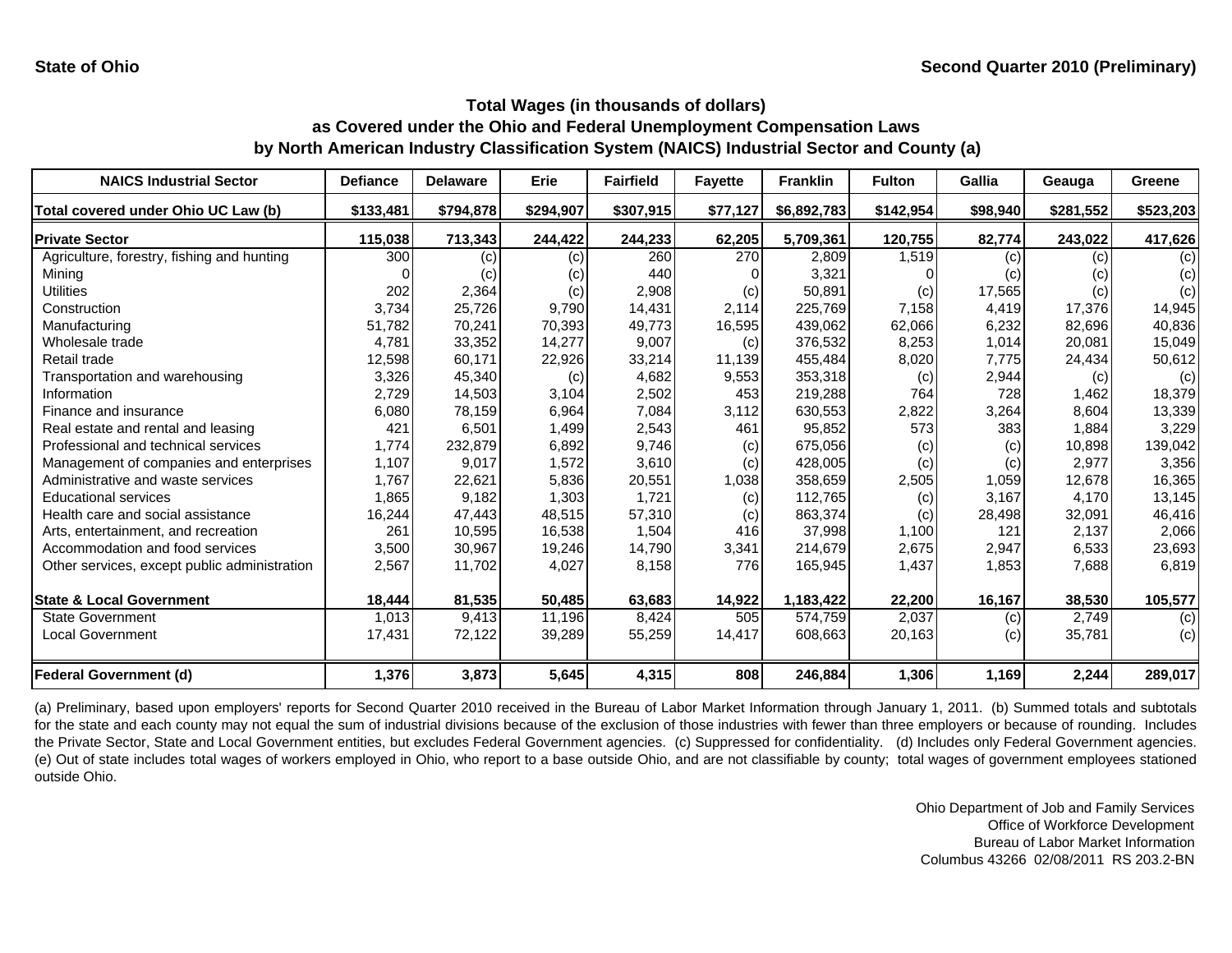State of Ohio

Second Quarter 2010 (Preliminary)

## Total Wages (in thousands of dollars) as Covered under the Ohio and Federal Unemployment Compensation Laws by North American Industry Classification System (NAICS) Industrial Sector and County (a)

| NAICS Industrial Sector | Defiance | Delaware | Erie | Fairfield | Fayette | Franklin | Fulton | Gallia | Geauga | Greene |
|---|---|---|---|---|---|---|---|---|---|---|
| Total covered under Ohio UC Law (b) | $133,481 | $794,878 | $294,907 | $307,915 | $77,127 | $6,892,783 | $142,954 | $98,940 | $281,552 | $523,203 |
| **Private Sector** | 115,038 | 713,343 | 244,422 | 244,233 | 62,205 | 5,709,361 | 120,755 | 82,774 | 243,022 | 417,626 |
| Agriculture, forestry, fishing and hunting | 300 | (c) | (c) | 260 | 270 | 2,809 | 1,519 | (c) | (c) | (c) |
| Mining | 0 | (c) | (c) | 440 | 0 | 3,321 | 0 | (c) | (c) | (c) |
| Utilities | 202 | 2,364 | (c) | 2,908 | (c) | 50,891 | (c) | 17,565 | (c) | (c) |
| Construction | 3,734 | 25,726 | 9,790 | 14,431 | 2,114 | 225,769 | 7,158 | 4,419 | 17,376 | 14,945 |
| Manufacturing | 51,782 | 70,241 | 70,393 | 49,773 | 16,595 | 439,062 | 62,066 | 6,232 | 82,696 | 40,836 |
| Wholesale trade | 4,781 | 33,352 | 14,277 | 9,007 | (c) | 376,532 | 8,253 | 1,014 | 20,081 | 15,049 |
| Retail trade | 12,598 | 60,171 | 22,926 | 33,214 | 11,139 | 455,484 | 8,020 | 7,775 | 24,434 | 50,612 |
| Transportation and warehousing | 3,326 | 45,340 | (c) | 4,682 | 9,553 | 353,318 | (c) | 2,944 | (c) | (c) |
| Information | 2,729 | 14,503 | 3,104 | 2,502 | 453 | 219,288 | 764 | 728 | 1,462 | 18,379 |
| Finance and insurance | 6,080 | 78,159 | 6,964 | 7,084 | 3,112 | 630,553 | 2,822 | 3,264 | 8,604 | 13,339 |
| Real estate and rental and leasing | 421 | 6,501 | 1,499 | 2,543 | 461 | 95,852 | 573 | 383 | 1,884 | 3,229 |
| Professional and technical services | 1,774 | 232,879 | 6,892 | 9,746 | (c) | 675,056 | (c) | (c) | 10,898 | 139,042 |
| Management of companies and enterprises | 1,107 | 9,017 | 1,572 | 3,610 | (c) | 428,005 | (c) | (c) | 2,977 | 3,356 |
| Administrative and waste services | 1,767 | 22,621 | 5,836 | 20,551 | 1,038 | 358,659 | 2,505 | 1,059 | 12,678 | 16,365 |
| Educational services | 1,865 | 9,182 | 1,303 | 1,721 | (c) | 112,765 | (c) | 3,167 | 4,170 | 13,145 |
| Health care and social assistance | 16,244 | 47,443 | 48,515 | 57,310 | (c) | 863,374 | (c) | 28,498 | 32,091 | 46,416 |
| Arts, entertainment, and recreation | 261 | 10,595 | 16,538 | 1,504 | 416 | 37,998 | 1,100 | 121 | 2,137 | 2,066 |
| Accommodation and food services | 3,500 | 30,967 | 19,246 | 14,790 | 3,341 | 214,679 | 2,675 | 2,947 | 6,533 | 23,693 |
| Other services, except public administration | 2,567 | 11,702 | 4,027 | 8,158 | 776 | 165,945 | 1,437 | 1,853 | 7,688 | 6,819 |
| **State & Local Government** | 18,444 | 81,535 | 50,485 | 63,683 | 14,922 | 1,183,422 | 22,200 | 16,167 | 38,530 | 105,577 |
| State Government | 1,013 | 9,413 | 11,196 | 8,424 | 505 | 574,759 | 2,037 | (c) | 2,749 | (c) |
| Local Government | 17,431 | 72,122 | 39,289 | 55,259 | 14,417 | 608,663 | 20,163 | (c) | 35,781 | (c) |
| **Federal Government (d)** | 1,376 | 3,873 | 5,645 | 4,315 | 808 | 246,884 | 1,306 | 1,169 | 2,244 | 289,017 |

(a) Preliminary, based upon employers' reports for Second Quarter 2010 received in the Bureau of Labor Market Information through January 1, 2011. (b) Summed totals and subtotals for the state and each county may not equal the sum of industrial divisions because of the exclusion of those industries with fewer than three employers or because of rounding. Includes the Private Sector, State and Local Government entities, but excludes Federal Government agencies. (c) Suppressed for confidentiality. (d) Includes only Federal Government agencies. (e) Out of state includes total wages of workers employed in Ohio, who report to a base outside Ohio, and are not classifiable by county; total wages of government employees stationed outside Ohio.

Ohio Department of Job and Family Services
Office of Workforce Development
Bureau of Labor Market Information
Columbus 43266 02/08/2011 RS 203.2-BN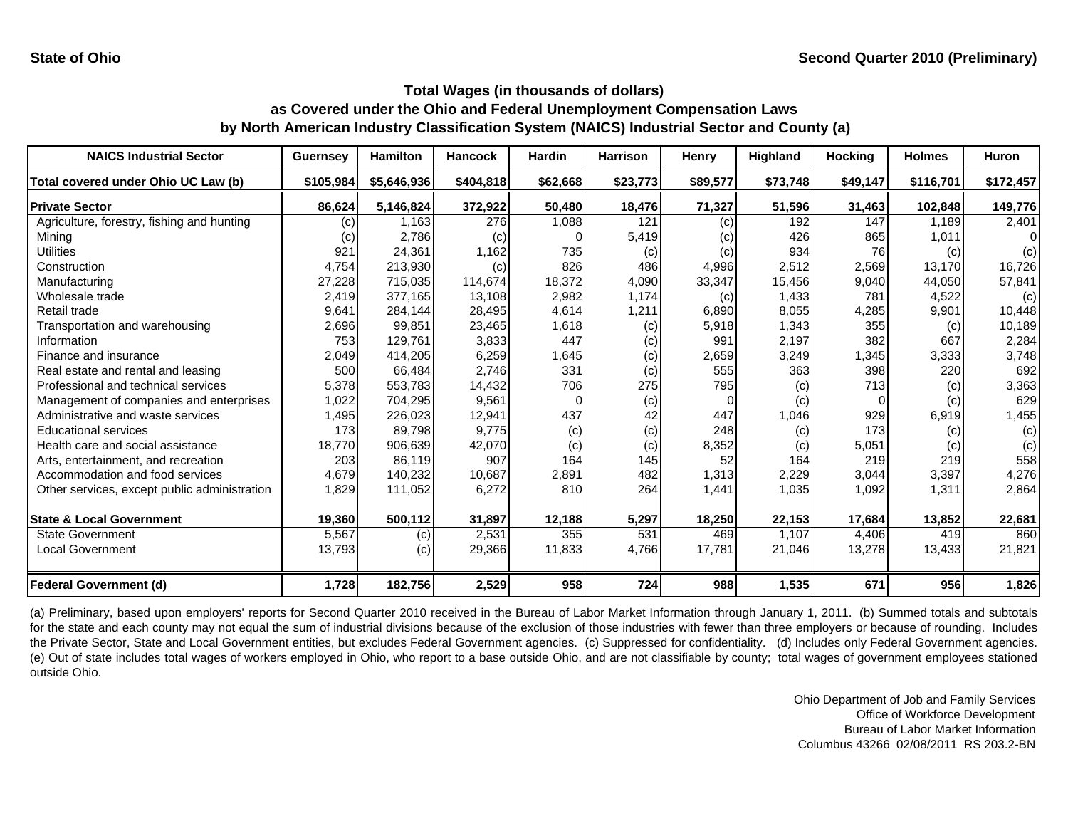**State of Ohio** **Second Quarter 2010 (Preliminary)**

### Total Wages (in thousands of dollars)
### as Covered under the Ohio and Federal Unemployment Compensation Laws
### by North American Industry Classification System (NAICS) Industrial Sector and County (a)

| NAICS Industrial Sector | Guernsey | Hamilton | Hancock | Hardin | Harrison | Henry | Highland | Hocking | Holmes | Huron |
|---|---|---|---|---|---|---|---|---|---|---|
| Total covered under Ohio UC Law (b) | $105,984 | $5,646,936 | $404,818 | $62,668 | $23,773 | $89,577 | $73,748 | $49,147 | $116,701 | $172,457 |
| **Private Sector** | 86,624 | 5,146,824 | 372,922 | 50,480 | 18,476 | 71,327 | 51,596 | 31,463 | 102,848 | 149,776 |
| Agriculture, forestry, fishing and hunting | (c) | 1,163 | 276 | 1,088 | 121 | (c) | 192 | 147 | 1,189 | 2,401 |
| Mining | (c) | 2,786 | (c) | 0 | 5,419 | (c) | 426 | 865 | 1,011 | 0 |
| Utilities | 921 | 24,361 | 1,162 | 735 | (c) | (c) | 934 | 76 | (c) | (c) |
| Construction | 4,754 | 213,930 | (c) | 826 | 486 | 4,996 | 2,512 | 2,569 | 13,170 | 16,726 |
| Manufacturing | 27,228 | 715,035 | 114,674 | 18,372 | 4,090 | 33,347 | 15,456 | 9,040 | 44,050 | 57,841 |
| Wholesale trade | 2,419 | 377,165 | 13,108 | 2,982 | 1,174 | (c) | 1,433 | 781 | 4,522 | (c) |
| Retail trade | 9,641 | 284,144 | 28,495 | 4,614 | 1,211 | 6,890 | 8,055 | 4,285 | 9,901 | 10,448 |
| Transportation and warehousing | 2,696 | 99,851 | 23,465 | 1,618 | (c) | 5,918 | 1,343 | 355 | (c) | 10,189 |
| Information | 753 | 129,761 | 3,833 | 447 | (c) | 991 | 2,197 | 382 | 667 | 2,284 |
| Finance and insurance | 2,049 | 414,205 | 6,259 | 1,645 | (c) | 2,659 | 3,249 | 1,345 | 3,333 | 3,748 |
| Real estate and rental and leasing | 500 | 66,484 | 2,746 | 331 | (c) | 555 | 363 | 398 | 220 | 692 |
| Professional and technical services | 5,378 | 553,783 | 14,432 | 706 | 275 | 795 | (c) | 713 | (c) | 3,363 |
| Management of companies and enterprises | 1,022 | 704,295 | 9,561 | 0 | (c) | 0 | (c) | 0 | (c) | 629 |
| Administrative and waste services | 1,495 | 226,023 | 12,941 | 437 | 42 | 447 | 1,046 | 929 | 6,919 | 1,455 |
| Educational services | 173 | 89,798 | 9,775 | (c) | (c) | 248 | (c) | 173 | (c) | (c) |
| Health care and social assistance | 18,770 | 906,639 | 42,070 | (c) | (c) | 8,352 | (c) | 5,051 | (c) | (c) |
| Arts, entertainment, and recreation | 203 | 86,119 | 907 | 164 | 145 | 52 | 164 | 219 | 219 | 558 |
| Accommodation and food services | 4,679 | 140,232 | 10,687 | 2,891 | 482 | 1,313 | 2,229 | 3,044 | 3,397 | 4,276 |
| Other services, except public administration | 1,829 | 111,052 | 6,272 | 810 | 264 | 1,441 | 1,035 | 1,092 | 1,311 | 2,864 |
| **State & Local Government** | 19,360 | 500,112 | 31,897 | 12,188 | 5,297 | 18,250 | 22,153 | 17,684 | 13,852 | 22,681 |
| State Government | 5,567 | (c) | 2,531 | 355 | 531 | 469 | 1,107 | 4,406 | 419 | 860 |
| Local Government | 13,793 | (c) | 29,366 | 11,833 | 4,766 | 17,781 | 21,046 | 13,278 | 13,433 | 21,821 |
| **Federal Government (d)** | 1,728 | 182,756 | 2,529 | 958 | 724 | 988 | 1,535 | 671 | 956 | 1,826 |

(a) Preliminary, based upon employers' reports for Second Quarter 2010 received in the Bureau of Labor Market Information through January 1, 2011. (b) Summed totals and subtotals for the state and each county may not equal the sum of industrial divisions because of the exclusion of those industries with fewer than three employers or because of rounding. Includes the Private Sector, State and Local Government entities, but excludes Federal Government agencies. (c) Suppressed for confidentiality. (d) Includes only Federal Government agencies. (e) Out of state includes total wages of workers employed in Ohio, who report to a base outside Ohio, and are not classifiable by county; total wages of government employees stationed outside Ohio.

Ohio Department of Job and Family Services
Office of Workforce Development
Bureau of Labor Market Information
Columbus 43266 02/08/2011 RS 203.2-BN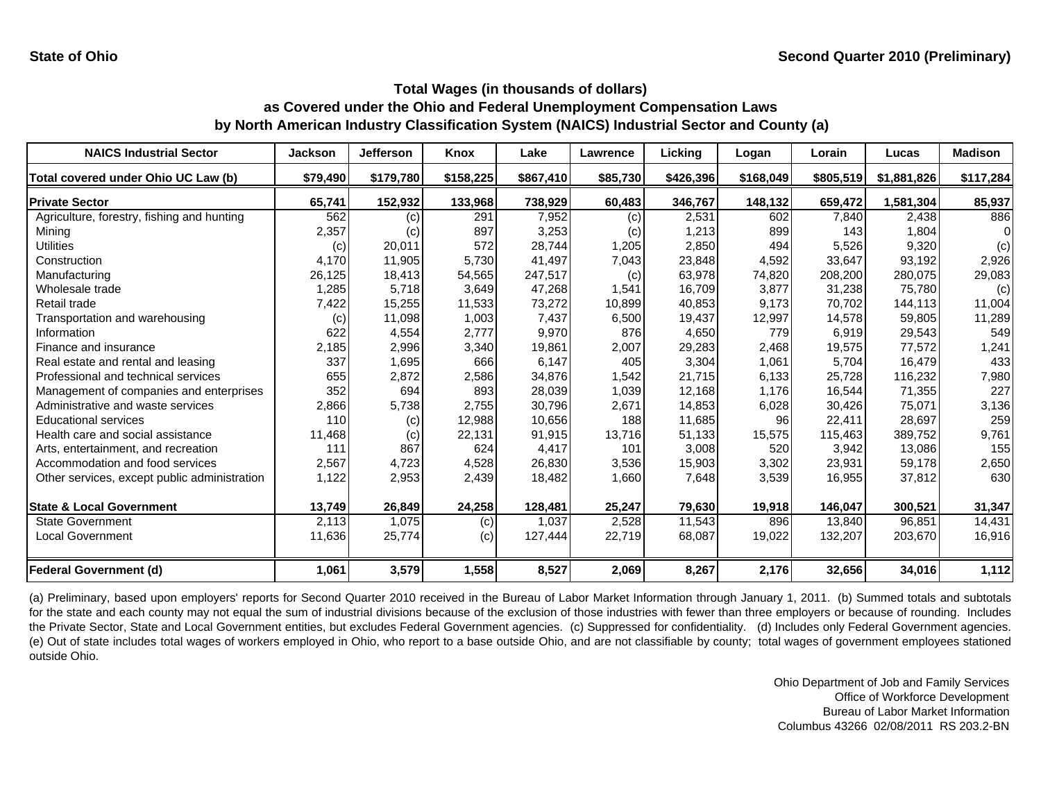State of Ohio | Second Quarter 2010 (Preliminary)

## Total Wages (in thousands of dollars)
## as Covered under the Ohio and Federal Unemployment Compensation Laws
## by North American Industry Classification System (NAICS) Industrial Sector and County (a)

| NAICS Industrial Sector | Jackson | Jefferson | Knox | Lake | Lawrence | Licking | Logan | Lorain | Lucas | Madison |
|---|---|---|---|---|---|---|---|---|---|---|
| **Total covered under Ohio UC Law (b)** | **$79,490** | **$179,780** | **$158,225** | **$867,410** | **$85,730** | **$426,396** | **$168,049** | **$805,519** | **$1,881,826** | **$117,284** |
| **Private Sector** | **65,741** | **152,932** | **133,968** | **738,929** | **60,483** | **346,767** | **148,132** | **659,472** | **1,581,304** | **85,937** |
| Agriculture, forestry, fishing and hunting | 562 | (c) | 291 | 7,952 | (c) | 2,531 | 602 | 7,840 | 2,438 | 886 |
| Mining | 2,357 | (c) | 897 | 3,253 | (c) | 1,213 | 899 | 143 | 1,804 | 0 |
| Utilities | (c) | 20,011 | 572 | 28,744 | 1,205 | 2,850 | 494 | 5,526 | 9,320 | (c) |
| Construction | 4,170 | 11,905 | 5,730 | 41,497 | 7,043 | 23,848 | 4,592 | 33,647 | 93,192 | 2,926 |
| Manufacturing | 26,125 | 18,413 | 54,565 | 247,517 | (c) | 63,978 | 74,820 | 208,200 | 280,075 | 29,083 |
| Wholesale trade | 1,285 | 5,718 | 3,649 | 47,268 | 1,541 | 16,709 | 3,877 | 31,238 | 75,780 | (c) |
| Retail trade | 7,422 | 15,255 | 11,533 | 73,272 | 10,899 | 40,853 | 9,173 | 70,702 | 144,113 | 11,004 |
| Transportation and warehousing | (c) | 11,098 | 1,003 | 7,437 | 6,500 | 19,437 | 12,997 | 14,578 | 59,805 | 11,289 |
| Information | 622 | 4,554 | 2,777 | 9,970 | 876 | 4,650 | 779 | 6,919 | 29,543 | 549 |
| Finance and insurance | 2,185 | 2,996 | 3,340 | 19,861 | 2,007 | 29,283 | 2,468 | 19,575 | 77,572 | 1,241 |
| Real estate and rental and leasing | 337 | 1,695 | 666 | 6,147 | 405 | 3,304 | 1,061 | 5,704 | 16,479 | 433 |
| Professional and technical services | 655 | 2,872 | 2,586 | 34,876 | 1,542 | 21,715 | 6,133 | 25,728 | 116,232 | 7,980 |
| Management of companies and enterprises | 352 | 694 | 893 | 28,039 | 1,039 | 12,168 | 1,176 | 16,544 | 71,355 | 227 |
| Administrative and waste services | 2,866 | 5,738 | 2,755 | 30,796 | 2,671 | 14,853 | 6,028 | 30,426 | 75,071 | 3,136 |
| Educational services | 110 | (c) | 12,988 | 10,656 | 188 | 11,685 | 96 | 22,411 | 28,697 | 259 |
| Health care and social assistance | 11,468 | (c) | 22,131 | 91,915 | 13,716 | 51,133 | 15,575 | 115,463 | 389,752 | 9,761 |
| Arts, entertainment, and recreation | 111 | 867 | 624 | 4,417 | 101 | 3,008 | 520 | 3,942 | 13,086 | 155 |
| Accommodation and food services | 2,567 | 4,723 | 4,528 | 26,830 | 3,536 | 15,903 | 3,302 | 23,931 | 59,178 | 2,650 |
| Other services, except public administration | 1,122 | 2,953 | 2,439 | 18,482 | 1,660 | 7,648 | 3,539 | 16,955 | 37,812 | 630 |
| **State & Local Government** | **13,749** | **26,849** | **24,258** | **128,481** | **25,247** | **79,630** | **19,918** | **146,047** | **300,521** | **31,347** |
| State Government | 2,113 | 1,075 | (c) | 1,037 | 2,528 | 11,543 | 896 | 13,840 | 96,851 | 14,431 |
| Local Government | 11,636 | 25,774 | (c) | 127,444 | 22,719 | 68,087 | 19,022 | 132,207 | 203,670 | 16,916 |
| **Federal Government (d)** | **1,061** | **3,579** | **1,558** | **8,527** | **2,069** | **8,267** | **2,176** | **32,656** | **34,016** | **1,112** |

(a) Preliminary, based upon employers' reports for Second Quarter 2010 received in the Bureau of Labor Market Information through January 1, 2011. (b) Summed totals and subtotals for the state and each county may not equal the sum of industrial divisions because of the exclusion of those industries with fewer than three employers or because of rounding. Includes the Private Sector, State and Local Government entities, but excludes Federal Government agencies. (c) Suppressed for confidentiality. (d) Includes only Federal Government agencies. (e) Out of state includes total wages of workers employed in Ohio, who report to a base outside Ohio, and are not classifiable by county; total wages of government employees stationed outside Ohio.

Ohio Department of Job and Family Services
Office of Workforce Development
Bureau of Labor Market Information
Columbus 43266 02/08/2011 RS 203.2-BN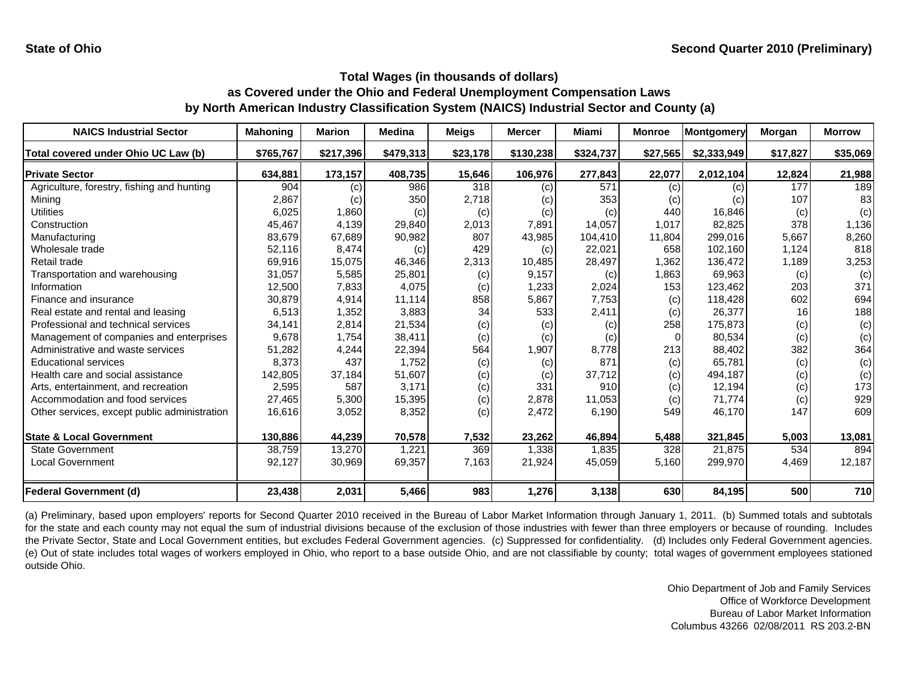State of Ohio

Second Quarter 2010 (Preliminary)

## Total Wages (in thousands of dollars) as Covered under the Ohio and Federal Unemployment Compensation Laws by North American Industry Classification System (NAICS) Industrial Sector and County (a)

| NAICS Industrial Sector | Mahoning | Marion | Medina | Meigs | Mercer | Miami | Monroe | Montgomery | Morgan | Morrow |
|---|---|---|---|---|---|---|---|---|---|---|
| Total covered under Ohio UC Law (b) | $765,767 | $217,396 | $479,313 | $23,178 | $130,238 | $324,737 | $27,565 | $2,333,949 | $17,827 | $35,069 |
| **Private Sector** | **634,881** | **173,157** | **408,735** | **15,646** | **106,976** | **277,843** | **22,077** | **2,012,104** | **12,824** | **21,988** |
| Agriculture, forestry, fishing and hunting | 904 | (c) | 986 | 318 | (c) | 571 | (c) | (c) | 177 | 189 |
| Mining | 2,867 | (c) | 350 | 2,718 | (c) | 353 | (c) | (c) | 107 | 83 |
| Utilities | 6,025 | 1,860 | (c) | (c) | (c) | (c) | 440 | 16,846 | (c) | (c) |
| Construction | 45,467 | 4,139 | 29,840 | 2,013 | 7,891 | 14,057 | 1,017 | 82,825 | 378 | 1,136 |
| Manufacturing | 83,679 | 67,689 | 90,982 | 807 | 43,985 | 104,410 | 11,804 | 299,016 | 5,667 | 8,260 |
| Wholesale trade | 52,116 | 8,474 | (c) | 429 | (c) | 22,021 | 658 | 102,160 | 1,124 | 818 |
| Retail trade | 69,916 | 15,075 | 46,346 | 2,313 | 10,485 | 28,497 | 1,362 | 136,472 | 1,189 | 3,253 |
| Transportation and warehousing | 31,057 | 5,585 | 25,801 | (c) | 9,157 | (c) | 1,863 | 69,963 | (c) | (c) |
| Information | 12,500 | 7,833 | 4,075 | (c) | 1,233 | 2,024 | 153 | 123,462 | 203 | 371 |
| Finance and insurance | 30,879 | 4,914 | 11,114 | 858 | 5,867 | 7,753 | (c) | 118,428 | 602 | 694 |
| Real estate and rental and leasing | 6,513 | 1,352 | 3,883 | 34 | 533 | 2,411 | (c) | 26,377 | 16 | 188 |
| Professional and technical services | 34,141 | 2,814 | 21,534 | (c) | (c) | (c) | 258 | 175,873 | (c) | (c) |
| Management of companies and enterprises | 9,678 | 1,754 | 38,411 | (c) | (c) | (c) | 0 | 80,534 | (c) | (c) |
| Administrative and waste services | 51,282 | 4,244 | 22,394 | 564 | 1,907 | 8,778 | 213 | 88,402 | 382 | 364 |
| Educational services | 8,373 | 437 | 1,752 | (c) | (c) | 871 | (c) | 65,781 | (c) | (c) |
| Health care and social assistance | 142,805 | 37,184 | 51,607 | (c) | (c) | 37,712 | (c) | 494,187 | (c) | (c) |
| Arts, entertainment, and recreation | 2,595 | 587 | 3,171 | (c) | 331 | 910 | (c) | 12,194 | (c) | 173 |
| Accommodation and food services | 27,465 | 5,300 | 15,395 | (c) | 2,878 | 11,053 | (c) | 71,774 | (c) | 929 |
| Other services, except public administration | 16,616 | 3,052 | 8,352 | (c) | 2,472 | 6,190 | 549 | 46,170 | 147 | 609 |
| **State & Local Government** | **130,886** | **44,239** | **70,578** | **7,532** | **23,262** | **46,894** | **5,488** | **321,845** | **5,003** | **13,081** |
| State Government | 38,759 | 13,270 | 1,221 | 369 | 1,338 | 1,835 | 328 | 21,875 | 534 | 894 |
| Local Government | 92,127 | 30,969 | 69,357 | 7,163 | 21,924 | 45,059 | 5,160 | 299,970 | 4,469 | 12,187 |
| **Federal Government (d)** | **23,438** | **2,031** | **5,466** | **983** | **1,276** | **3,138** | **630** | **84,195** | **500** | **710** |

(a) Preliminary, based upon employers' reports for Second Quarter 2010 received in the Bureau of Labor Market Information through January 1, 2011. (b) Summed totals and subtotals for the state and each county may not equal the sum of industrial divisions because of the exclusion of those industries with fewer than three employers or because of rounding. Includes the Private Sector, State and Local Government entities, but excludes Federal Government agencies. (c) Suppressed for confidentiality. (d) Includes only Federal Government agencies. (e) Out of state includes total wages of workers employed in Ohio, who report to a base outside Ohio, and are not classifiable by county; total wages of government employees stationed outside Ohio.

Ohio Department of Job and Family Services
Office of Workforce Development
Bureau of Labor Market Information
Columbus 43266 02/08/2011 RS 203.2-BN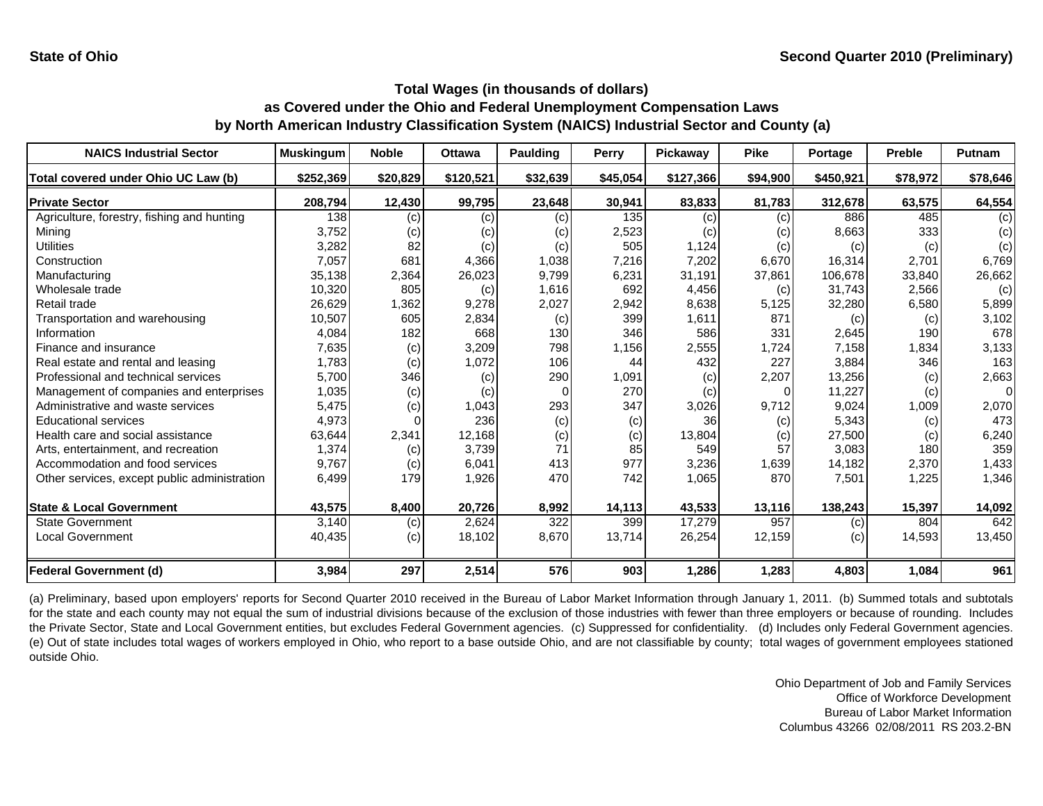State of Ohio

Second Quarter 2010 (Preliminary)

### Total Wages (in thousands of dollars) as Covered under the Ohio and Federal Unemployment Compensation Laws by North American Industry Classification System (NAICS) Industrial Sector and County (a)

| NAICS Industrial Sector | Muskingum | Noble | Ottawa | Paulding | Perry | Pickaway | Pike | Portage | Preble | Putnam |
|---|---|---|---|---|---|---|---|---|---|---|
| Total covered under Ohio UC Law (b) | $252,369 | $20,829 | $120,521 | $32,639 | $45,054 | $127,366 | $94,900 | $450,921 | $78,972 | $78,646 |
| **Private Sector** | **208,794** | **12,430** | **99,795** | **23,648** | **30,941** | **83,833** | **81,783** | **312,678** | **63,575** | **64,554** |
| Agriculture, forestry, fishing and hunting | 138 | (c) | (c) | (c) | 135 | (c) | (c) | 886 | 485 | (c) |
| Mining | 3,752 | (c) | (c) | (c) | 2,523 | (c) | (c) | 8,663 | 333 | (c) |
| Utilities | 3,282 | 82 | (c) | (c) | 505 | 1,124 | (c) | (c) | (c) | (c) |
| Construction | 7,057 | 681 | 4,366 | 1,038 | 7,216 | 7,202 | 6,670 | 16,314 | 2,701 | 6,769 |
| Manufacturing | 35,138 | 2,364 | 26,023 | 9,799 | 6,231 | 31,191 | 37,861 | 106,678 | 33,840 | 26,662 |
| Wholesale trade | 10,320 | 805 | (c) | 1,616 | 692 | 4,456 | (c) | 31,743 | 2,566 | (c) |
| Retail trade | 26,629 | 1,362 | 9,278 | 2,027 | 2,942 | 8,638 | 5,125 | 32,280 | 6,580 | 5,899 |
| Transportation and warehousing | 10,507 | 605 | 2,834 | (c) | 399 | 1,611 | 871 | (c) | (c) | 3,102 |
| Information | 4,084 | 182 | 668 | 130 | 346 | 586 | 331 | 2,645 | 190 | 678 |
| Finance and insurance | 7,635 | (c) | 3,209 | 798 | 1,156 | 2,555 | 1,724 | 7,158 | 1,834 | 3,133 |
| Real estate and rental and leasing | 1,783 | (c) | 1,072 | 106 | 44 | 432 | 227 | 3,884 | 346 | 163 |
| Professional and technical services | 5,700 | 346 | (c) | 290 | 1,091 | (c) | 2,207 | 13,256 | (c) | 2,663 |
| Management of companies and enterprises | 1,035 | (c) | (c) | 0 | 270 | (c) | 0 | 11,227 | (c) | 0 |
| Administrative and waste services | 5,475 | (c) | 1,043 | 293 | 347 | 3,026 | 9,712 | 9,024 | 1,009 | 2,070 |
| Educational services | 4,973 | 0 | 236 | (c) | (c) | 36 | (c) | 5,343 | (c) | 473 |
| Health care and social assistance | 63,644 | 2,341 | 12,168 | (c) | (c) | 13,804 | (c) | 27,500 | (c) | 6,240 |
| Arts, entertainment, and recreation | 1,374 | (c) | 3,739 | 71 | 85 | 549 | 57 | 3,083 | 180 | 359 |
| Accommodation and food services | 9,767 | (c) | 6,041 | 413 | 977 | 3,236 | 1,639 | 14,182 | 2,370 | 1,433 |
| Other services, except public administration | 6,499 | 179 | 1,926 | 470 | 742 | 1,065 | 870 | 7,501 | 1,225 | 1,346 |
| **State & Local Government** | **43,575** | **8,400** | **20,726** | **8,992** | **14,113** | **43,533** | **13,116** | **138,243** | **15,397** | **14,092** |
| State Government | 3,140 | (c) | 2,624 | 322 | 399 | 17,279 | 957 | (c) | 804 | 642 |
| Local Government | 40,435 | (c) | 18,102 | 8,670 | 13,714 | 26,254 | 12,159 | (c) | 14,593 | 13,450 |
| **Federal Government (d)** | **3,984** | **297** | **2,514** | **576** | **903** | **1,286** | **1,283** | **4,803** | **1,084** | **961** |

(a) Preliminary, based upon employers' reports for Second Quarter 2010 received in the Bureau of Labor Market Information through January 1, 2011. (b) Summed totals and subtotals for the state and each county may not equal the sum of industrial divisions because of the exclusion of those industries with fewer than three employers or because of rounding. Includes the Private Sector, State and Local Government entities, but excludes Federal Government agencies. (c) Suppressed for confidentiality. (d) Includes only Federal Government agencies. (e) Out of state includes total wages of workers employed in Ohio, who report to a base outside Ohio, and are not classifiable by county; total wages of government employees stationed outside Ohio.

Ohio Department of Job and Family Services
Office of Workforce Development
Bureau of Labor Market Information
Columbus 43266 02/08/2011 RS 203.2-BN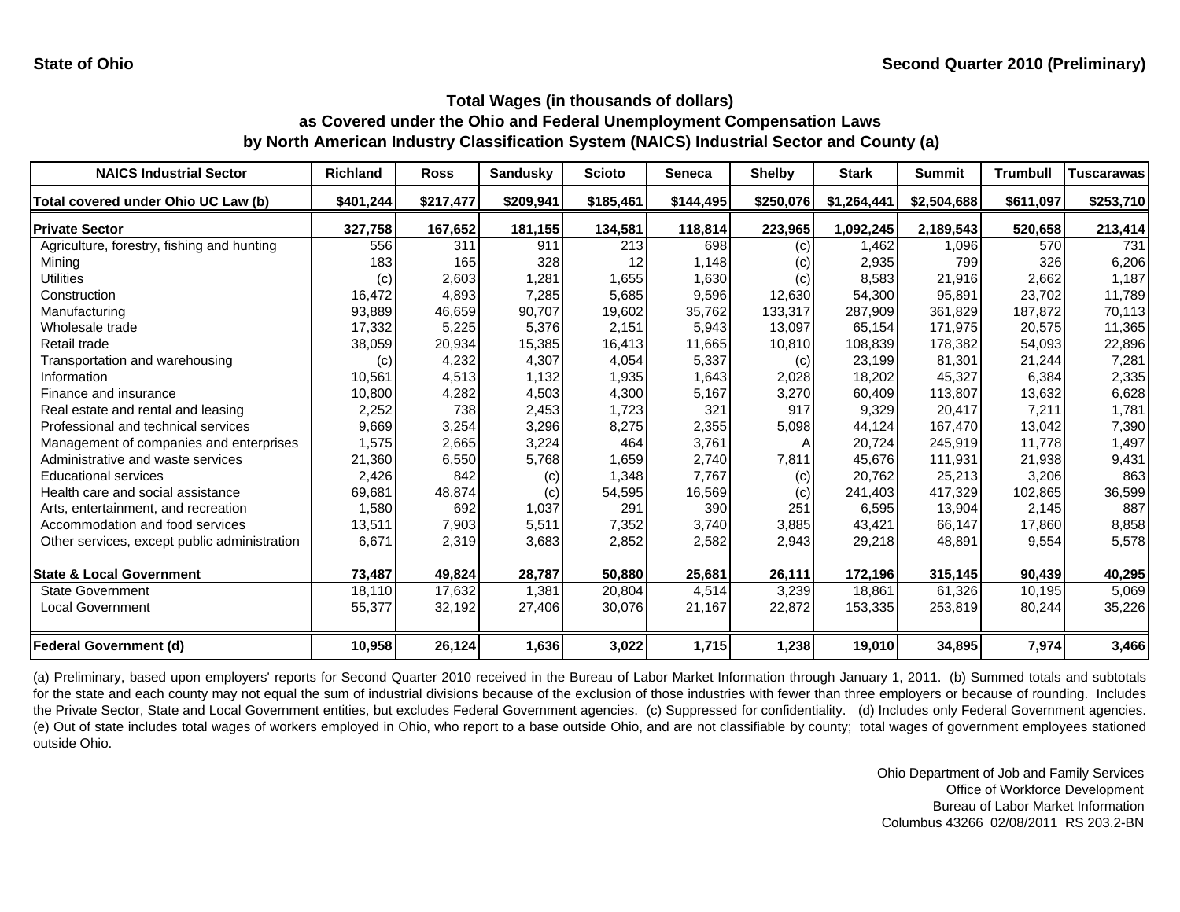State of Ohio | Second Quarter 2010 (Preliminary)

## Total Wages (in thousands of dollars) as Covered under the Ohio and Federal Unemployment Compensation Laws by North American Industry Classification System (NAICS) Industrial Sector and County (a)

| NAICS Industrial Sector | Richland | Ross | Sandusky | Scioto | Seneca | Shelby | Stark | Summit | Trumbull | Tuscarawas |
|---|---|---|---|---|---|---|---|---|---|---|
| Total covered under Ohio UC Law (b) | $401,244 | $217,477 | $209,941 | $185,461 | $144,495 | $250,076 | $1,264,441 | $2,504,688 | $611,097 | $253,710 |
| **Private Sector** | **327,758** | **167,652** | **181,155** | **134,581** | **118,814** | **223,965** | **1,092,245** | **2,189,543** | **520,658** | **213,414** |
| Agriculture, forestry, fishing and hunting | 556 | 311 | 911 | 213 | 698 | (c) | 1,462 | 1,096 | 570 | 731 |
| Mining | 183 | 165 | 328 | 12 | 1,148 | (c) | 2,935 | 799 | 326 | 6,206 |
| Utilities | (c) | 2,603 | 1,281 | 1,655 | 1,630 | (c) | 8,583 | 21,916 | 2,662 | 1,187 |
| Construction | 16,472 | 4,893 | 7,285 | 5,685 | 9,596 | 12,630 | 54,300 | 95,891 | 23,702 | 11,789 |
| Manufacturing | 93,889 | 46,659 | 90,707 | 19,602 | 35,762 | 133,317 | 287,909 | 361,829 | 187,872 | 70,113 |
| Wholesale trade | 17,332 | 5,225 | 5,376 | 2,151 | 5,943 | 13,097 | 65,154 | 171,975 | 20,575 | 11,365 |
| Retail trade | 38,059 | 20,934 | 15,385 | 16,413 | 11,665 | 10,810 | 108,839 | 178,382 | 54,093 | 22,896 |
| Transportation and warehousing | (c) | 4,232 | 4,307 | 4,054 | 5,337 | (c) | 23,199 | 81,301 | 21,244 | 7,281 |
| Information | 10,561 | 4,513 | 1,132 | 1,935 | 1,643 | 2,028 | 18,202 | 45,327 | 6,384 | 2,335 |
| Finance and insurance | 10,800 | 4,282 | 4,503 | 4,300 | 5,167 | 3,270 | 60,409 | 113,807 | 13,632 | 6,628 |
| Real estate and rental and leasing | 2,252 | 738 | 2,453 | 1,723 | 321 | 917 | 9,329 | 20,417 | 7,211 | 1,781 |
| Professional and technical services | 9,669 | 3,254 | 3,296 | 8,275 | 2,355 | 5,098 | 44,124 | 167,470 | 13,042 | 7,390 |
| Management of companies and enterprises | 1,575 | 2,665 | 3,224 | 464 | 3,761 | A | 20,724 | 245,919 | 11,778 | 1,497 |
| Administrative and waste services | 21,360 | 6,550 | 5,768 | 1,659 | 2,740 | 7,811 | 45,676 | 111,931 | 21,938 | 9,431 |
| Educational services | 2,426 | 842 | (c) | 1,348 | 7,767 | (c) | 20,762 | 25,213 | 3,206 | 863 |
| Health care and social assistance | 69,681 | 48,874 | (c) | 54,595 | 16,569 | (c) | 241,403 | 417,329 | 102,865 | 36,599 |
| Arts, entertainment, and recreation | 1,580 | 692 | 1,037 | 291 | 390 | 251 | 6,595 | 13,904 | 2,145 | 887 |
| Accommodation and food services | 13,511 | 7,903 | 5,511 | 7,352 | 3,740 | 3,885 | 43,421 | 66,147 | 17,860 | 8,858 |
| Other services, except public administration | 6,671 | 2,319 | 3,683 | 2,852 | 2,582 | 2,943 | 29,218 | 48,891 | 9,554 | 5,578 |
| **State & Local Government** | **73,487** | **49,824** | **28,787** | **50,880** | **25,681** | **26,111** | **172,196** | **315,145** | **90,439** | **40,295** |
| State Government | 18,110 | 17,632 | 1,381 | 20,804 | 4,514 | 3,239 | 18,861 | 61,326 | 10,195 | 5,069 |
| Local Government | 55,377 | 32,192 | 27,406 | 30,076 | 21,167 | 22,872 | 153,335 | 253,819 | 80,244 | 35,226 |
| **Federal Government (d)** | **10,958** | **26,124** | **1,636** | **3,022** | **1,715** | **1,238** | **19,010** | **34,895** | **7,974** | **3,466** |

(a) Preliminary, based upon employers' reports for Second Quarter 2010 received in the Bureau of Labor Market Information through January 1, 2011. (b) Summed totals and subtotals for the state and each county may not equal the sum of industrial divisions because of the exclusion of those industries with fewer than three employers or because of rounding. Includes the Private Sector, State and Local Government entities, but excludes Federal Government agencies. (c) Suppressed for confidentiality. (d) Includes only Federal Government agencies. (e) Out of state includes total wages of workers employed in Ohio, who report to a base outside Ohio, and are not classifiable by county; total wages of government employees stationed outside Ohio.

Ohio Department of Job and Family Services
Office of Workforce Development
Bureau of Labor Market Information
Columbus 43266 02/08/2011 RS 203.2-BN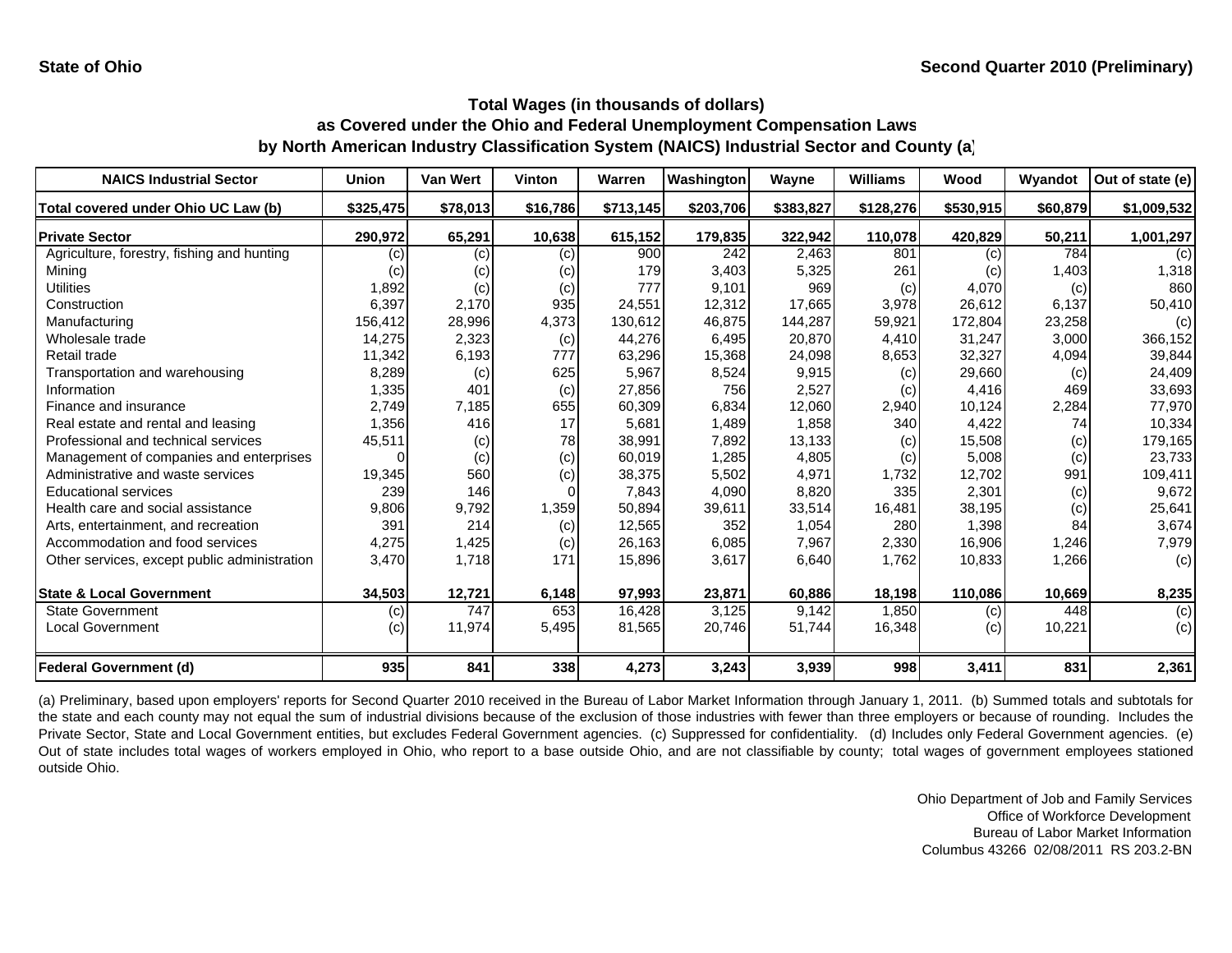State of Ohio

Second Quarter 2010 (Preliminary)

## Total Wages (in thousands of dollars) as Covered under the Ohio and Federal Unemployment Compensation Laws by North American Industry Classification System (NAICS) Industrial Sector and County (a)

| NAICS Industrial Sector | Union | Van Wert | Vinton | Warren | Washington | Wayne | Williams | Wood | Wyandot | Out of state (e) |
|---|---|---|---|---|---|---|---|---|---|---|
| **Total covered under Ohio UC Law (b)** | **$325,475** | **$78,013** | **$16,786** | **$713,145** | **$203,706** | **$383,827** | **$128,276** | **$530,915** | **$60,879** | **$1,009,532** |
| **Private Sector** | **290,972** | **65,291** | **10,638** | **615,152** | **179,835** | **322,942** | **110,078** | **420,829** | **50,211** | **1,001,297** |
| Agriculture, forestry, fishing and hunting | (c) | (c) | (c) | 900 | 242 | 2,463 | 801 | (c) | 784 | (c) |
| Mining | (c) | (c) | (c) | 179 | 3,403 | 5,325 | 261 | (c) | 1,403 | 1,318 |
| Utilities | 1,892 | (c) | (c) | 777 | 9,101 | 969 | (c) | 4,070 | (c) | 860 |
| Construction | 6,397 | 2,170 | 935 | 24,551 | 12,312 | 17,665 | 3,978 | 26,612 | 6,137 | 50,410 |
| Manufacturing | 156,412 | 28,996 | 4,373 | 130,612 | 46,875 | 144,287 | 59,921 | 172,804 | 23,258 | (c) |
| Wholesale trade | 14,275 | 2,323 | (c) | 44,276 | 6,495 | 20,870 | 4,410 | 31,247 | 3,000 | 366,152 |
| Retail trade | 11,342 | 6,193 | 777 | 63,296 | 15,368 | 24,098 | 8,653 | 32,327 | 4,094 | 39,844 |
| Transportation and warehousing | 8,289 | (c) | 625 | 5,967 | 8,524 | 9,915 | (c) | 29,660 | (c) | 24,409 |
| Information | 1,335 | 401 | (c) | 27,856 | 756 | 2,527 | (c) | 4,416 | 469 | 33,693 |
| Finance and insurance | 2,749 | 7,185 | 655 | 60,309 | 6,834 | 12,060 | 2,940 | 10,124 | 2,284 | 77,970 |
| Real estate and rental and leasing | 1,356 | 416 | 17 | 5,681 | 1,489 | 1,858 | 340 | 4,422 | 74 | 10,334 |
| Professional and technical services | 45,511 | (c) | 78 | 38,991 | 7,892 | 13,133 | (c) | 15,508 | (c) | 179,165 |
| Management of companies and enterprises | 0 | (c) | (c) | 60,019 | 1,285 | 4,805 | (c) | 5,008 | (c) | 23,733 |
| Administrative and waste services | 19,345 | 560 | (c) | 38,375 | 5,502 | 4,971 | 1,732 | 12,702 | 991 | 109,411 |
| Educational services | 239 | 146 | 0 | 7,843 | 4,090 | 8,820 | 335 | 2,301 | (c) | 9,672 |
| Health care and social assistance | 9,806 | 9,792 | 1,359 | 50,894 | 39,611 | 33,514 | 16,481 | 38,195 | (c) | 25,641 |
| Arts, entertainment, and recreation | 391 | 214 | (c) | 12,565 | 352 | 1,054 | 280 | 1,398 | 84 | 3,674 |
| Accommodation and food services | 4,275 | 1,425 | (c) | 26,163 | 6,085 | 7,967 | 2,330 | 16,906 | 1,246 | 7,979 |
| Other services, except public administration | 3,470 | 1,718 | 171 | 15,896 | 3,617 | 6,640 | 1,762 | 10,833 | 1,266 | (c) |
| **State & Local Government** | **34,503** | **12,721** | **6,148** | **97,993** | **23,871** | **60,886** | **18,198** | **110,086** | **10,669** | **8,235** |
| State Government | (c) | 747 | 653 | 16,428 | 3,125 | 9,142 | 1,850 | (c) | 448 | (c) |
| Local Government | (c) | 11,974 | 5,495 | 81,565 | 20,746 | 51,744 | 16,348 | (c) | 10,221 | (c) |
| **Federal Government (d)** | **935** | **841** | **338** | **4,273** | **3,243** | **3,939** | **998** | **3,411** | **831** | **2,361** |

(a) Preliminary, based upon employers' reports for Second Quarter 2010 received in the Bureau of Labor Market Information through January 1, 2011. (b) Summed totals and subtotals for the state and each county may not equal the sum of industrial divisions because of the exclusion of those industries with fewer than three employers or because of rounding. Includes the Private Sector, State and Local Government entities, but excludes Federal Government agencies. (c) Suppressed for confidentiality. (d) Includes only Federal Government agencies. (e) Out of state includes total wages of workers employed in Ohio, who report to a base outside Ohio, and are not classifiable by county; total wages of government employees stationed outside Ohio.

Ohio Department of Job and Family Services
Office of Workforce Development
Bureau of Labor Market Information
Columbus 43266 02/08/2011 RS 203.2-BN